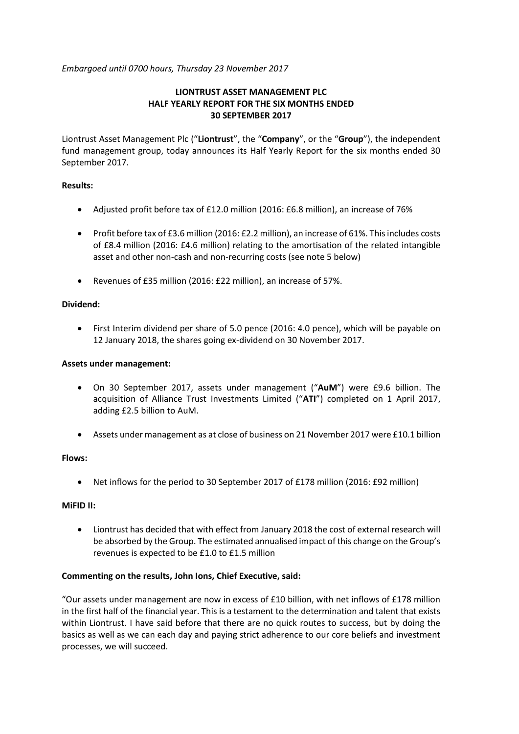*Embargoed until 0700 hours, Thursday 23 November 2017*

# LIONTRUST ASSET MANAGEMENT PLC
# HALF YEARLY REPORT FOR THE SIX MONTHS ENDED
# 30 SEPTEMBER 2017

Liontrust Asset Management Plc ("**Liontrust**", the "**Company**", or the "**Group**"), the independent fund management group, today announces its Half Yearly Report for the six months ended 30 September 2017.

**Results:**

- Adjusted profit before tax of £12.0 million (2016: £6.8 million), an increase of 76%
- Profit before tax of £3.6 million (2016: £2.2 million), an increase of 61%. This includes costs of £8.4 million (2016: £4.6 million) relating to the amortisation of the related intangible asset and other non-cash and non-recurring costs (see note 5 below)
- Revenues of £35 million (2016: £22 million), an increase of 57%.

**Dividend:**

- First Interim dividend per share of 5.0 pence (2016: 4.0 pence), which will be payable on 12 January 2018, the shares going ex-dividend on 30 November 2017.

**Assets under management:**

- On 30 September 2017, assets under management ("**AuM**") were £9.6 billion. The acquisition of Alliance Trust Investments Limited ("**ATI**") completed on 1 April 2017, adding £2.5 billion to AuM.
- Assets under management as at close of business on 21 November 2017 were £10.1 billion

**Flows:**

- Net inflows for the period to 30 September 2017 of £178 million (2016: £92 million)

**MiFID II:**

- Liontrust has decided that with effect from January 2018 the cost of external research will be absorbed by the Group. The estimated annualised impact of this change on the Group's revenues is expected to be £1.0 to £1.5 million

**Commenting on the results, John Ions, Chief Executive, said:**

"Our assets under management are now in excess of £10 billion, with net inflows of £178 million in the first half of the financial year. This is a testament to the determination and talent that exists within Liontrust. I have said before that there are no quick routes to success, but by doing the basics as well as we can each day and paying strict adherence to our core beliefs and investment processes, we will succeed.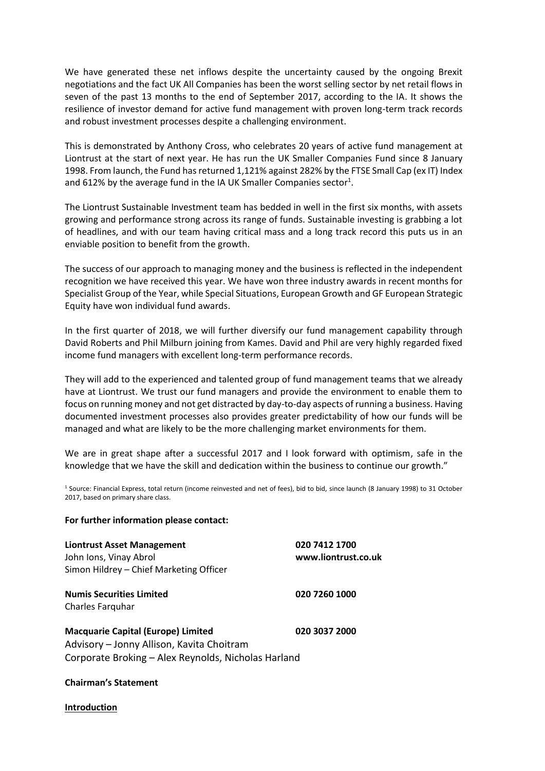We have generated these net inflows despite the uncertainty caused by the ongoing Brexit negotiations and the fact UK All Companies has been the worst selling sector by net retail flows in seven of the past 13 months to the end of September 2017, according to the IA. It shows the resilience of investor demand for active fund management with proven long-term track records and robust investment processes despite a challenging environment.

This is demonstrated by Anthony Cross, who celebrates 20 years of active fund management at Liontrust at the start of next year. He has run the UK Smaller Companies Fund since 8 January 1998. From launch, the Fund has returned 1,121% against 282% by the FTSE Small Cap (ex IT) Index and 612% by the average fund in the IA UK Smaller Companies sector[1].

The Liontrust Sustainable Investment team has bedded in well in the first six months, with assets growing and performance strong across its range of funds. Sustainable investing is grabbing a lot of headlines, and with our team having critical mass and a long track record this puts us in an enviable position to benefit from the growth.

The success of our approach to managing money and the business is reflected in the independent recognition we have received this year. We have won three industry awards in recent months for Specialist Group of the Year, while Special Situations, European Growth and GF European Strategic Equity have won individual fund awards.

In the first quarter of 2018, we will further diversify our fund management capability through David Roberts and Phil Milburn joining from Kames. David and Phil are very highly regarded fixed income fund managers with excellent long-term performance records.

They will add to the experienced and talented group of fund management teams that we already have at Liontrust. We trust our fund managers and provide the environment to enable them to focus on running money and not get distracted by day-to-day aspects of running a business. Having documented investment processes also provides greater predictability of how our funds will be managed and what are likely to be the more challenging market environments for them.

We are in great shape after a successful 2017 and I look forward with optimism, safe in the knowledge that we have the skill and dedication within the business to continue our growth."

[1] Source: Financial Express, total return (income reinvested and net of fees), bid to bid, since launch (8 January 1998) to 31 October 2017, based on primary share class.

**For further information please contact:**

**Liontrust Asset Management** — 020 7412 1700
John Ions, Vinay Abrol — www.liontrust.co.uk
Simon Hildrey – Chief Marketing Officer

**Numis Securities Limited** — 020 7260 1000
Charles Farquhar

**Macquarie Capital (Europe) Limited** — 020 3037 2000
Advisory – Jonny Allison, Kavita Choitram
Corporate Broking – Alex Reynolds, Nicholas Harland

**Chairman's Statement**

**Introduction**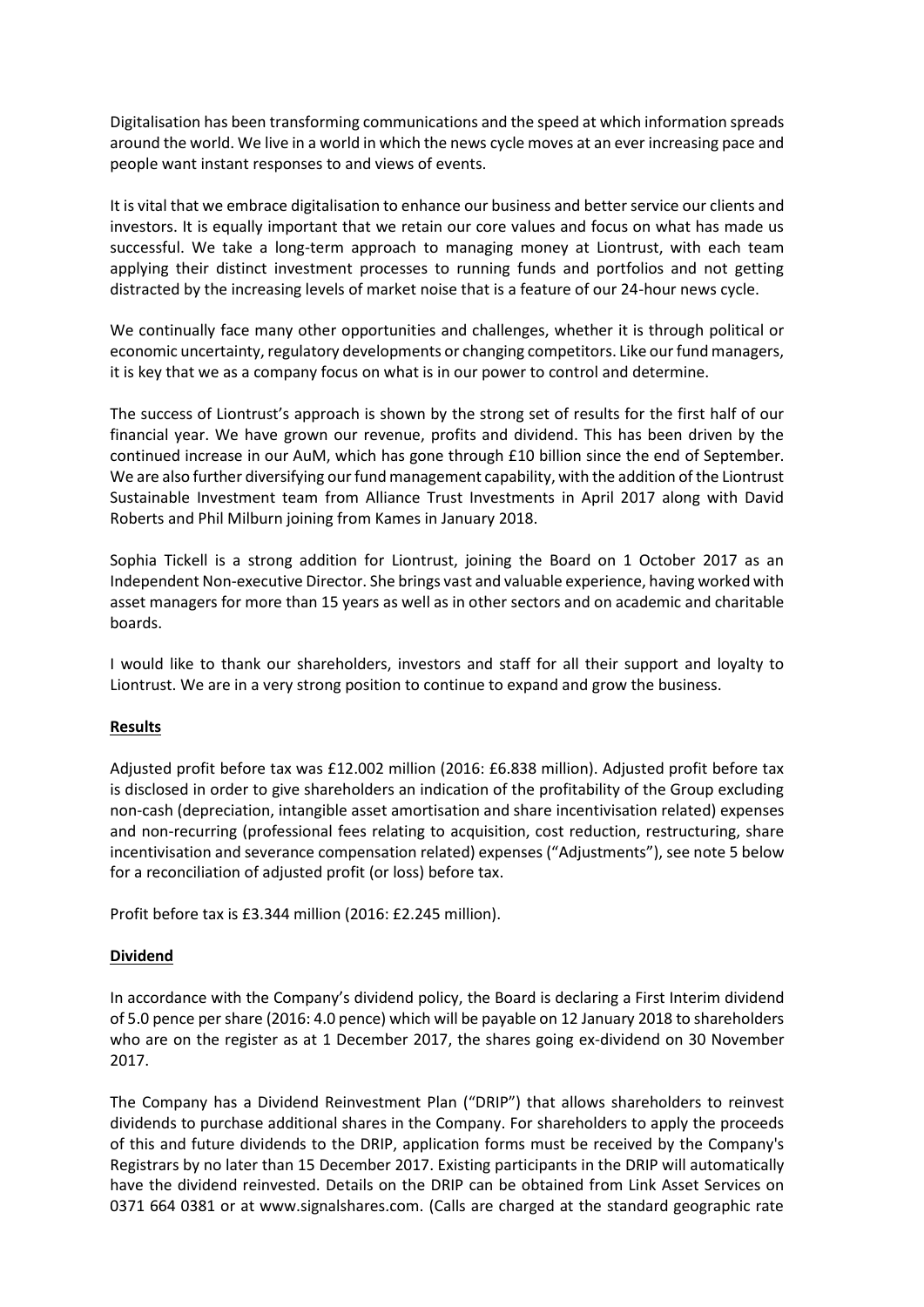Digitalisation has been transforming communications and the speed at which information spreads around the world. We live in a world in which the news cycle moves at an ever increasing pace and people want instant responses to and views of events.

It is vital that we embrace digitalisation to enhance our business and better service our clients and investors. It is equally important that we retain our core values and focus on what has made us successful. We take a long-term approach to managing money at Liontrust, with each team applying their distinct investment processes to running funds and portfolios and not getting distracted by the increasing levels of market noise that is a feature of our 24-hour news cycle.

We continually face many other opportunities and challenges, whether it is through political or economic uncertainty, regulatory developments or changing competitors. Like our fund managers, it is key that we as a company focus on what is in our power to control and determine.

The success of Liontrust's approach is shown by the strong set of results for the first half of our financial year. We have grown our revenue, profits and dividend. This has been driven by the continued increase in our AuM, which has gone through £10 billion since the end of September. We are also further diversifying our fund management capability, with the addition of the Liontrust Sustainable Investment team from Alliance Trust Investments in April 2017 along with David Roberts and Phil Milburn joining from Kames in January 2018.

Sophia Tickell is a strong addition for Liontrust, joining the Board on 1 October 2017 as an Independent Non-executive Director. She brings vast and valuable experience, having worked with asset managers for more than 15 years as well as in other sectors and on academic and charitable boards.

I would like to thank our shareholders, investors and staff for all their support and loyalty to Liontrust. We are in a very strong position to continue to expand and grow the business.

## Results

Adjusted profit before tax was £12.002 million (2016: £6.838 million). Adjusted profit before tax is disclosed in order to give shareholders an indication of the profitability of the Group excluding non-cash (depreciation, intangible asset amortisation and share incentivisation related) expenses and non-recurring (professional fees relating to acquisition, cost reduction, restructuring, share incentivisation and severance compensation related) expenses ("Adjustments"), see note 5 below for a reconciliation of adjusted profit (or loss) before tax.

Profit before tax is £3.344 million (2016: £2.245 million).

## Dividend

In accordance with the Company's dividend policy, the Board is declaring a First Interim dividend of 5.0 pence per share (2016: 4.0 pence) which will be payable on 12 January 2018 to shareholders who are on the register as at 1 December 2017, the shares going ex-dividend on 30 November 2017.

The Company has a Dividend Reinvestment Plan ("DRIP") that allows shareholders to reinvest dividends to purchase additional shares in the Company. For shareholders to apply the proceeds of this and future dividends to the DRIP, application forms must be received by the Company's Registrars by no later than 15 December 2017. Existing participants in the DRIP will automatically have the dividend reinvested. Details on the DRIP can be obtained from Link Asset Services on 0371 664 0381 or at www.signalshares.com. (Calls are charged at the standard geographic rate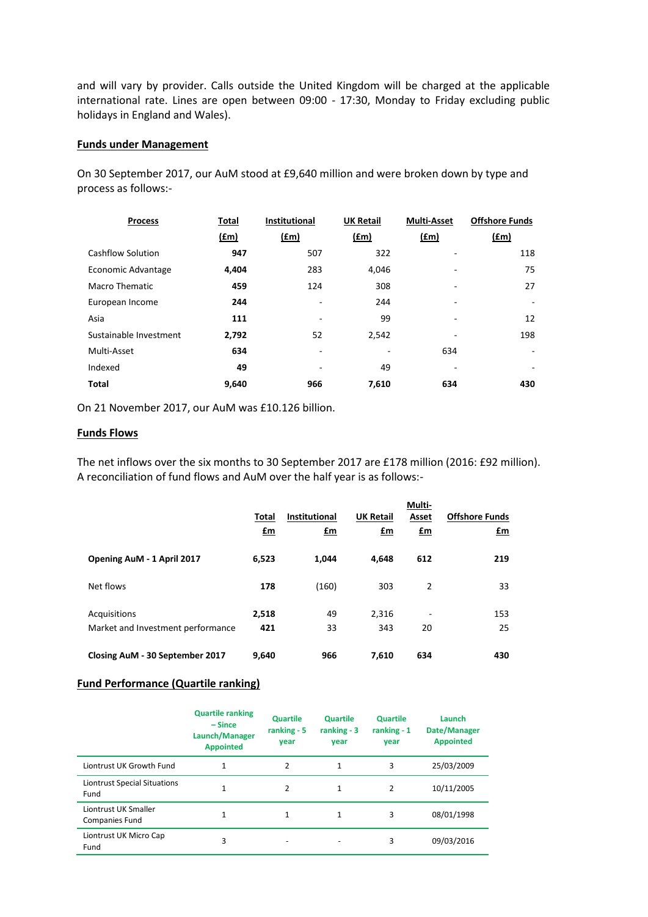and will vary by provider. Calls outside the United Kingdom will be charged at the applicable international rate. Lines are open between 09:00 - 17:30, Monday to Friday excluding public holidays in England and Wales).

## Funds under Management

On 30 September 2017, our AuM stood at £9,640 million and were broken down by type and process as follows:-

| Process | Total (£m) | Institutional (£m) | UK Retail (£m) | Multi-Asset (£m) | Offshore Funds (£m) |
|---|---|---|---|---|---|
| Cashflow Solution | **947** | 507 | 322 | - | 118 |
| Economic Advantage | **4,404** | 283 | 4,046 | - | 75 |
| Macro Thematic | **459** | 124 | 308 | - | 27 |
| European Income | **244** | - | 244 | - | - |
| Asia | **111** | - | 99 | - | 12 |
| Sustainable Investment | **2,792** | 52 | 2,542 | - | 198 |
| Multi-Asset | **634** | - | - | 634 | - |
| Indexed | **49** | - | 49 | - | - |
| **Total** | **9,640** | **966** | **7,610** | **634** | **430** |

On 21 November 2017, our AuM was £10.126 billion.

## Funds Flows

The net inflows over the six months to 30 September 2017 are £178 million (2016: £92 million). A reconciliation of fund flows and AuM over the half year is as follows:-

| | Total £m | Institutional £m | UK Retail £m | Multi-Asset £m | Offshore Funds £m |
|---|---|---|---|---|---|
| **Opening AuM - 1 April 2017** | **6,523** | **1,044** | **4,648** | **612** | **219** |
| Net flows | **178** | (160) | 303 | 2 | 33 |
| Acquisitions | **2,518** | 49 | 2,316 | - | 153 |
| Market and Investment performance | **421** | 33 | 343 | 20 | 25 |
| **Closing AuM - 30 September 2017** | **9,640** | **966** | **7,610** | **634** | **430** |

## Fund Performance (Quartile ranking)

| | Quartile ranking – Since Launch/Manager Appointed | Quartile ranking - 5 year | Quartile ranking - 3 year | Quartile ranking - 1 year | Launch Date/Manager Appointed |
|---|---|---|---|---|---|
| Liontrust UK Growth Fund | 1 | 2 | 1 | 3 | 25/03/2009 |
| Liontrust Special Situations Fund | 1 | 2 | 1 | 2 | 10/11/2005 |
| Liontrust UK Smaller Companies Fund | 1 | 1 | 1 | 3 | 08/01/1998 |
| Liontrust UK Micro Cap Fund | 3 | - | - | 3 | 09/03/2016 |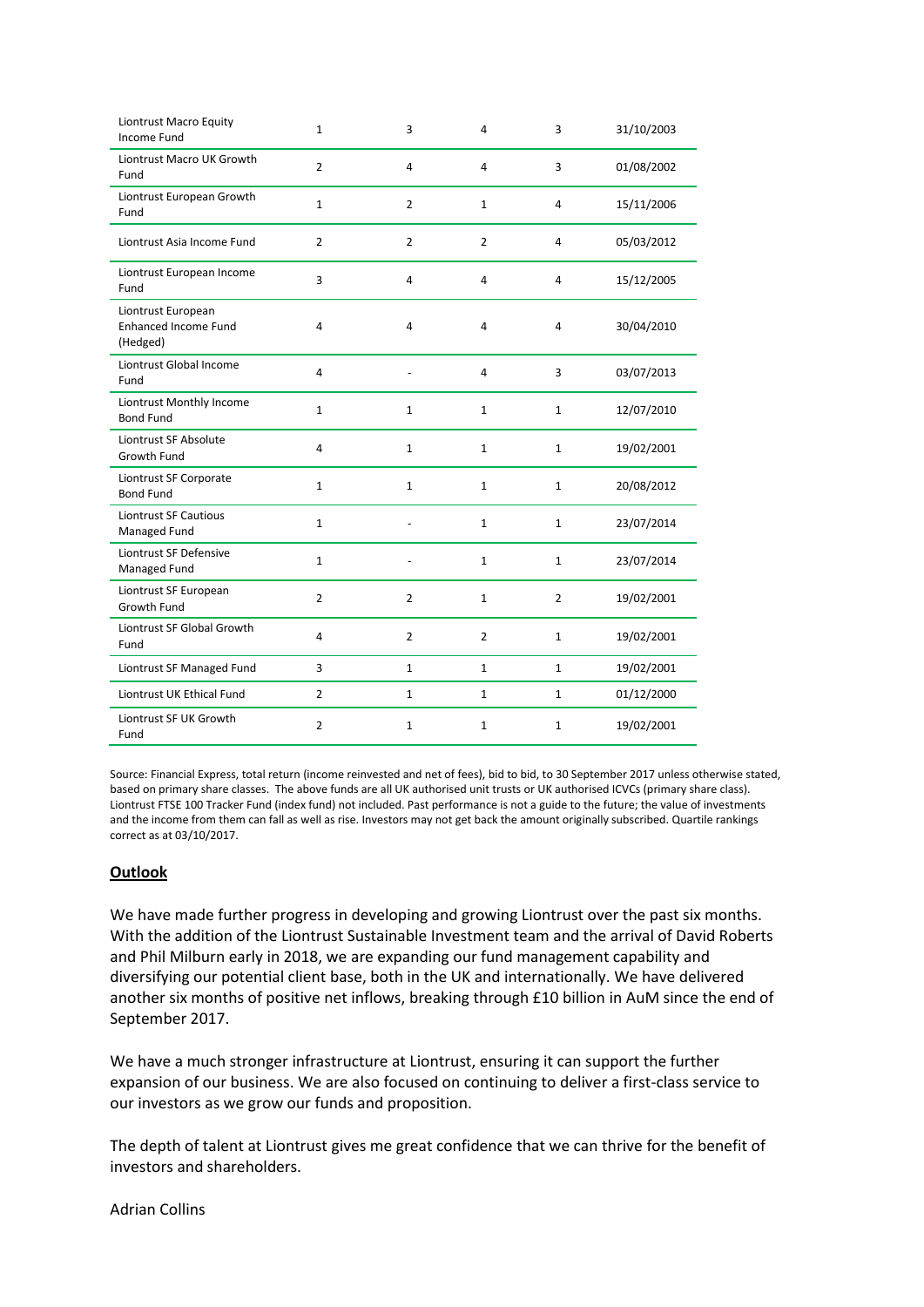| | | | | | |
|---|---|---|---|---|---|
| Liontrust Macro Equity Income Fund | 1 | 3 | 4 | 3 | 31/10/2003 |
| Liontrust Macro UK Growth Fund | 2 | 4 | 4 | 3 | 01/08/2002 |
| Liontrust European Growth Fund | 1 | 2 | 1 | 4 | 15/11/2006 |
| Liontrust Asia Income Fund | 2 | 2 | 2 | 4 | 05/03/2012 |
| Liontrust European Income Fund | 3 | 4 | 4 | 4 | 15/12/2005 |
| Liontrust European Enhanced Income Fund (Hedged) | 4 | 4 | 4 | 4 | 30/04/2010 |
| Liontrust Global Income Fund | 4 | - | 4 | 3 | 03/07/2013 |
| Liontrust Monthly Income Bond Fund | 1 | 1 | 1 | 1 | 12/07/2010 |
| Liontrust SF Absolute Growth Fund | 4 | 1 | 1 | 1 | 19/02/2001 |
| Liontrust SF Corporate Bond Fund | 1 | 1 | 1 | 1 | 20/08/2012 |
| Liontrust SF Cautious Managed Fund | 1 | - | 1 | 1 | 23/07/2014 |
| Liontrust SF Defensive Managed Fund | 1 | - | 1 | 1 | 23/07/2014 |
| Liontrust SF European Growth Fund | 2 | 2 | 1 | 2 | 19/02/2001 |
| Liontrust SF Global Growth Fund | 4 | 2 | 2 | 1 | 19/02/2001 |
| Liontrust SF Managed Fund | 3 | 1 | 1 | 1 | 19/02/2001 |
| Liontrust UK Ethical Fund | 2 | 1 | 1 | 1 | 01/12/2000 |
| Liontrust SF UK Growth Fund | 2 | 1 | 1 | 1 | 19/02/2001 |

Source: Financial Express, total return (income reinvested and net of fees), bid to bid, to 30 September 2017 unless otherwise stated, based on primary share classes. The above funds are all UK authorised unit trusts or UK authorised ICVCs (primary share class). Liontrust FTSE 100 Tracker Fund (index fund) not included. Past performance is not a guide to the future; the value of investments and the income from them can fall as well as rise. Investors may not get back the amount originally subscribed. Quartile rankings correct as at 03/10/2017.

**Outlook**

We have made further progress in developing and growing Liontrust over the past six months. With the addition of the Liontrust Sustainable Investment team and the arrival of David Roberts and Phil Milburn early in 2018, we are expanding our fund management capability and diversifying our potential client base, both in the UK and internationally. We have delivered another six months of positive net inflows, breaking through £10 billion in AuM since the end of September 2017.

We have a much stronger infrastructure at Liontrust, ensuring it can support the further expansion of our business. We are also focused on continuing to deliver a first-class service to our investors as we grow our funds and proposition.

The depth of talent at Liontrust gives me great confidence that we can thrive for the benefit of investors and shareholders.

Adrian Collins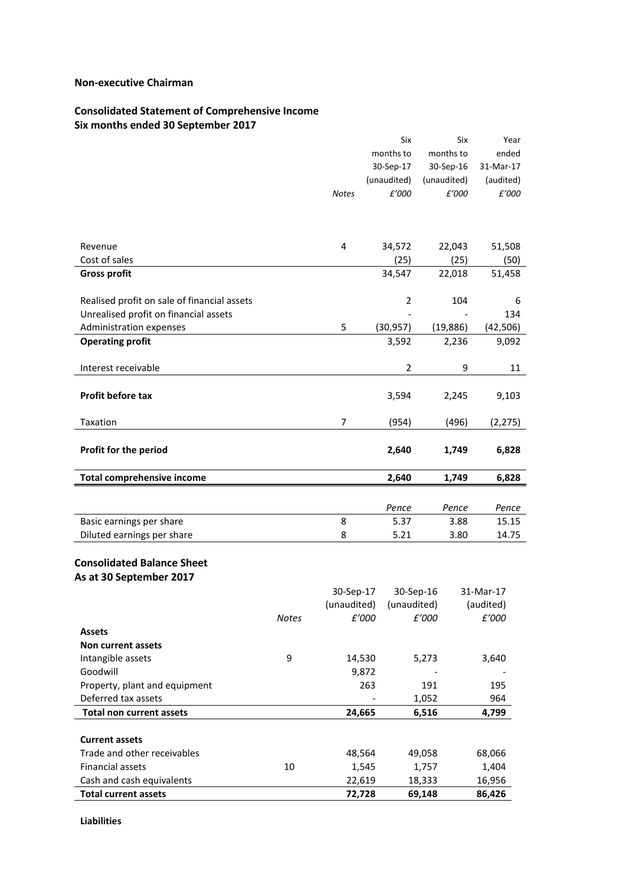**Non-executive Chairman**

## Consolidated Statement of Comprehensive Income
### Six months ended 30 September 2017

| | Notes | Six months to 30-Sep-17 (unaudited) £'000 | Six months to 30-Sep-16 (unaudited) £'000 | Year ended 31-Mar-17 (audited) £'000 |
|---|---|---|---|---|
| Revenue | 4 | 34,572 | 22,043 | 51,508 |
| Cost of sales | | (25) | (25) | (50) |
| **Gross profit** | | 34,547 | 22,018 | 51,458 |
| | | | | |
| Realised profit on sale of financial assets | | 2 | 104 | 6 |
| Unrealised profit on financial assets | | - | - | 134 |
| Administration expenses | 5 | (30,957) | (19,886) | (42,506) |
| **Operating profit** | | 3,592 | 2,236 | 9,092 |
| | | | | |
| Interest receivable | | 2 | 9 | 11 |
| | | | | |
| **Profit before tax** | | 3,594 | 2,245 | 9,103 |
| | | | | |
| Taxation | 7 | (954) | (496) | (2,275) |
| | | | | |
| **Profit for the period** | | **2,640** | **1,749** | **6,828** |
| | | | | |
| **Total comprehensive income** | | **2,640** | **1,749** | **6,828** |

| | | *Pence* | *Pence* | *Pence* |
|---|---|---|---|---|
| Basic earnings per share | 8 | 5.37 | 3.88 | 15.15 |
| Diluted earnings per share | 8 | 5.21 | 3.80 | 14.75 |

## Consolidated Balance Sheet
### As at 30 September 2017

| | Notes | 30-Sep-17 (unaudited) £'000 | 30-Sep-16 (unaudited) £'000 | 31-Mar-17 (audited) £'000 |
|---|---|---|---|---|
| **Assets** | | | | |
| **Non current assets** | | | | |
| Intangible assets | 9 | 14,530 | 5,273 | 3,640 |
| Goodwill | | 9,872 | - | - |
| Property, plant and equipment | | 263 | 191 | 195 |
| Deferred tax assets | | - | 1,052 | 964 |
| **Total non current assets** | | **24,665** | **6,516** | **4,799** |
| | | | | |
| **Current assets** | | | | |
| Trade and other receivables | | 48,564 | 49,058 | 68,066 |
| Financial assets | 10 | 1,545 | 1,757 | 1,404 |
| Cash and cash equivalents | | 22,619 | 18,333 | 16,956 |
| **Total current assets** | | **72,728** | **69,148** | **86,426** |

**Liabilities**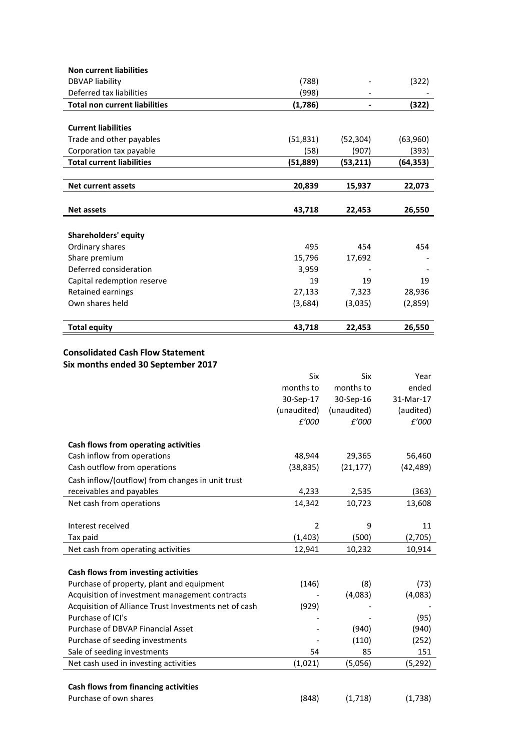| | | | |
|---|---|---|---|
| **Non current liabilities** | | | |
| DBVAP liability | (788) | - | (322) |
| Deferred tax liabilities | (998) | - | - |
| **Total non current liabilities** | **(1,786)** | **-** | **(322)** |
| | | | |
| **Current liabilities** | | | |
| Trade and other payables | (51,831) | (52,304) | (63,960) |
| Corporation tax payable | (58) | (907) | (393) |
| **Total current liabilities** | **(51,889)** | **(53,211)** | **(64,353)** |
| | | | |
| **Net current assets** | **20,839** | **15,937** | **22,073** |
| | | | |
| **Net assets** | **43,718** | **22,453** | **26,550** |
| | | | |
| **Shareholders' equity** | | | |
| Ordinary shares | 495 | 454 | 454 |
| Share premium | 15,796 | 17,692 | - |
| Deferred consideration | 3,959 | - | - |
| Capital redemption reserve | 19 | 19 | 19 |
| Retained earnings | 27,133 | 7,323 | 28,936 |
| Own shares held | (3,684) | (3,035) | (2,859) |
| | | | |
| **Total equity** | **43,718** | **22,453** | **26,550** |

## Consolidated Cash Flow Statement
## Six months ended 30 September 2017

| | Six months to 30-Sep-17 (unaudited) *£'000* | Six months to 30-Sep-16 (unaudited) *£'000* | Year ended 31-Mar-17 (audited) *£'000* |
|---|---|---|---|
| **Cash flows from operating activities** | | | |
| Cash inflow from operations | 48,944 | 29,365 | 56,460 |
| Cash outflow from operations | (38,835) | (21,177) | (42,489) |
| Cash inflow/(outflow) from changes in unit trust receivables and payables | 4,233 | 2,535 | (363) |
| Net cash from operations | 14,342 | 10,723 | 13,608 |
| | | | |
| Interest received | 2 | 9 | 11 |
| Tax paid | (1,403) | (500) | (2,705) |
| Net cash from operating activities | 12,941 | 10,232 | 10,914 |
| | | | |
| **Cash flows from investing activities** | | | |
| Purchase of property, plant and equipment | (146) | (8) | (73) |
| Acquisition of investment management contracts | - | (4,083) | (4,083) |
| Acquisition of Alliance Trust Investments net of cash | (929) | - | - |
| Purchase of ICI's | - | - | (95) |
| Purchase of DBVAP Financial Asset | - | (940) | (940) |
| Purchase of seeding investments | - | (110) | (252) |
| Sale of seeding investments | 54 | 85 | 151 |
| Net cash used in investing activities | (1,021) | (5,056) | (5,292) |
| | | | |
| **Cash flows from financing activities** | | | |
| Purchase of own shares | (848) | (1,718) | (1,738) |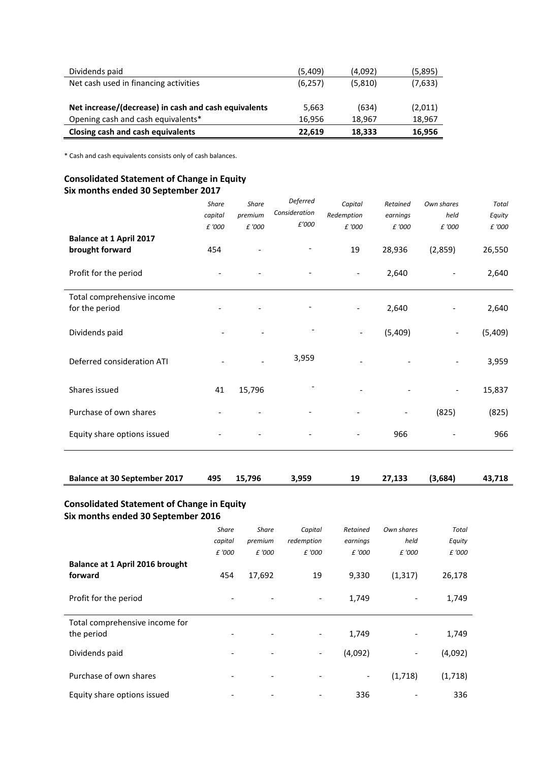| | | | |
|---|---|---|---|
| Dividends paid | (5,409) | (4,092) | (5,895) |
| Net cash used in financing activities | (6,257) | (5,810) | (7,633) |
| | | | |
| **Net increase/(decrease) in cash and cash equivalents** | 5,663 | (634) | (2,011) |
| Opening cash and cash equivalents* | 16,956 | 18,967 | 18,967 |
| **Closing cash and cash equivalents** | **22,619** | **18,333** | **16,956** |

\* Cash and cash equivalents consists only of cash balances.

**Consolidated Statement of Change in Equity**
**Six months ended 30 September 2017**

| | *Share capital £ '000* | *Share premium £ '000* | *Deferred Consideration £'000* | *Capital Redemption £ '000* | *Retained earnings £ '000* | *Own shares held £ '000* | *Total Equity £ '000* |
|---|---|---|---|---|---|---|---|
| **Balance at 1 April 2017 brought forward** | 454 | - | - | 19 | 28,936 | (2,859) | 26,550 |
| Profit for the period | - | - | - | - | 2,640 | - | 2,640 |
| Total comprehensive income for the period | - | - | - | - | 2,640 | - | 2,640 |
| Dividends paid | - | - | - | - | (5,409) | - | (5,409) |
| Deferred consideration ATI | - | - | 3,959 | - | - | - | 3,959 |
| Shares issued | 41 | 15,796 | - | - | - | - | 15,837 |
| Purchase of own shares | - | - | - | - | - | (825) | (825) |
| Equity share options issued | - | - | - | - | 966 | - | 966 |
| **Balance at 30 September 2017** | **495** | **15,796** | **3,959** | **19** | **27,133** | **(3,684)** | **43,718** |

**Consolidated Statement of Change in Equity**
**Six months ended 30 September 2016**

| | *Share capital £ '000* | *Share premium £ '000* | *Capital redemption £ '000* | *Retained earnings £ '000* | *Own shares held £ '000* | *Total Equity £ '000* |
|---|---|---|---|---|---|---|
| **Balance at 1 April 2016 brought forward** | 454 | 17,692 | 19 | 9,330 | (1,317) | 26,178 |
| Profit for the period | - | - | - | 1,749 | - | 1,749 |
| Total comprehensive income for the period | - | - | - | 1,749 | - | 1,749 |
| Dividends paid | - | - | - | (4,092) | - | (4,092) |
| Purchase of own shares | - | - | - | - | (1,718) | (1,718) |
| Equity share options issued | - | - | - | 336 | - | 336 |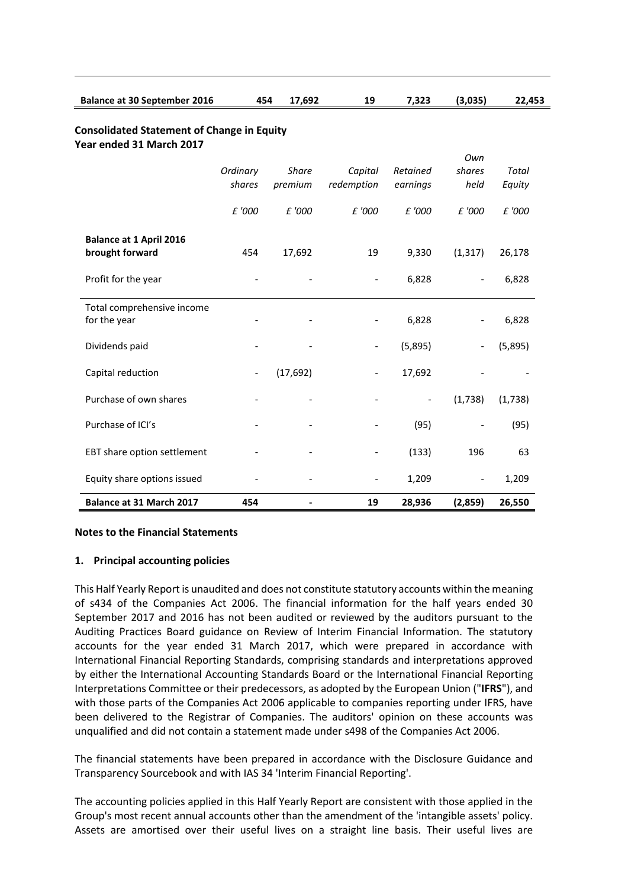| Balance at 30 September 2016 | 454 | 17,692 | 19 | 7,323 | (3,035) | 22,453 |
|---|---|---|---|---|---|---|

**Consolidated Statement of Change in Equity**
**Year ended 31 March 2017**

| | *Ordinary shares* | *Share premium* | *Capital redemption* | *Retained earnings* | *Own shares held* | *Total Equity* |
|---|---|---|---|---|---|---|
| | *£ '000* | *£ '000* | *£ '000* | *£ '000* | *£ '000* | *£ '000* |
| **Balance at 1 April 2016 brought forward** | 454 | 17,692 | 19 | 9,330 | (1,317) | 26,178 |
| Profit for the year | - | - | - | 6,828 | - | 6,828 |
| Total comprehensive income for the year | - | - | - | 6,828 | - | 6,828 |
| Dividends paid | - | - | - | (5,895) | - | (5,895) |
| Capital reduction | - | (17,692) | - | 17,692 | - | - |
| Purchase of own shares | - | - | - | - | (1,738) | (1,738) |
| Purchase of ICI's | - | - | - | (95) | - | (95) |
| EBT share option settlement | - | - | - | (133) | 196 | 63 |
| Equity share options issued | - | - | - | 1,209 | - | 1,209 |
| **Balance at 31 March 2017** | **454** | **-** | **19** | **28,936** | **(2,859)** | **26,550** |

**Notes to the Financial Statements**

**1. Principal accounting policies**

This Half Yearly Report is unaudited and does not constitute statutory accounts within the meaning of s434 of the Companies Act 2006. The financial information for the half years ended 30 September 2017 and 2016 has not been audited or reviewed by the auditors pursuant to the Auditing Practices Board guidance on Review of Interim Financial Information. The statutory accounts for the year ended 31 March 2017, which were prepared in accordance with International Financial Reporting Standards, comprising standards and interpretations approved by either the International Accounting Standards Board or the International Financial Reporting Interpretations Committee or their predecessors, as adopted by the European Union ("**IFRS**"), and with those parts of the Companies Act 2006 applicable to companies reporting under IFRS, have been delivered to the Registrar of Companies. The auditors' opinion on these accounts was unqualified and did not contain a statement made under s498 of the Companies Act 2006.

The financial statements have been prepared in accordance with the Disclosure Guidance and Transparency Sourcebook and with IAS 34 'Interim Financial Reporting'.

The accounting policies applied in this Half Yearly Report are consistent with those applied in the Group's most recent annual accounts other than the amendment of the 'intangible assets' policy. Assets are amortised over their useful lives on a straight line basis. Their useful lives are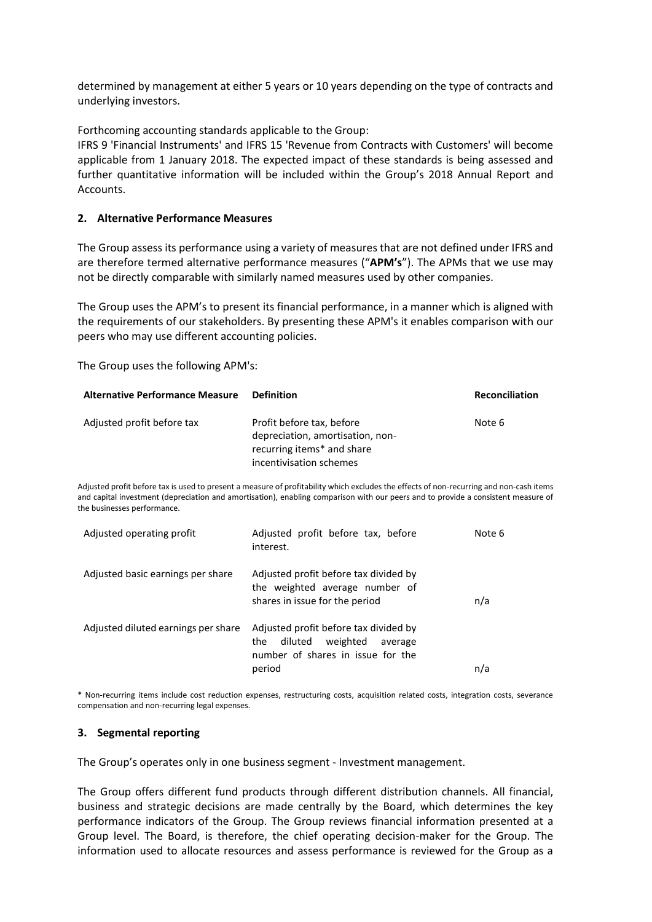determined by management at either 5 years or 10 years depending on the type of contracts and underlying investors.

Forthcoming accounting standards applicable to the Group:
IFRS 9 'Financial Instruments' and IFRS 15 'Revenue from Contracts with Customers' will become applicable from 1 January 2018. The expected impact of these standards is being assessed and further quantitative information will be included within the Group's 2018 Annual Report and Accounts.

## 2. Alternative Performance Measures

The Group assess its performance using a variety of measures that are not defined under IFRS and are therefore termed alternative performance measures ("**APM's**"). The APMs that we use may not be directly comparable with similarly named measures used by other companies.

The Group uses the APM's to present its financial performance, in a manner which is aligned with the requirements of our stakeholders. By presenting these APM's it enables comparison with our peers who may use different accounting policies.

The Group uses the following APM's:

| Alternative Performance Measure | Definition | Reconciliation |
|---|---|---|
| Adjusted profit before tax | Profit before tax, before depreciation, amortisation, non-recurring items* and share incentivisation schemes | Note 6 |

Adjusted profit before tax is used to present a measure of profitability which excludes the effects of non-recurring and non-cash items and capital investment (depreciation and amortisation), enabling comparison with our peers and to provide a consistent measure of the businesses performance.

| Alternative Performance Measure | Definition | Reconciliation |
|---|---|---|
| Adjusted operating profit | Adjusted profit before tax, before interest. | Note 6 |
| Adjusted basic earnings per share | Adjusted profit before tax divided by the weighted average number of shares in issue for the period | n/a |
| Adjusted diluted earnings per share | Adjusted profit before tax divided by the diluted weighted average number of shares in issue for the period | n/a |

\* Non-recurring items include cost reduction expenses, restructuring costs, acquisition related costs, integration costs, severance compensation and non-recurring legal expenses.

## 3. Segmental reporting

The Group's operates only in one business segment - Investment management.

The Group offers different fund products through different distribution channels. All financial, business and strategic decisions are made centrally by the Board, which determines the key performance indicators of the Group. The Group reviews financial information presented at a Group level. The Board, is therefore, the chief operating decision-maker for the Group. The information used to allocate resources and assess performance is reviewed for the Group as a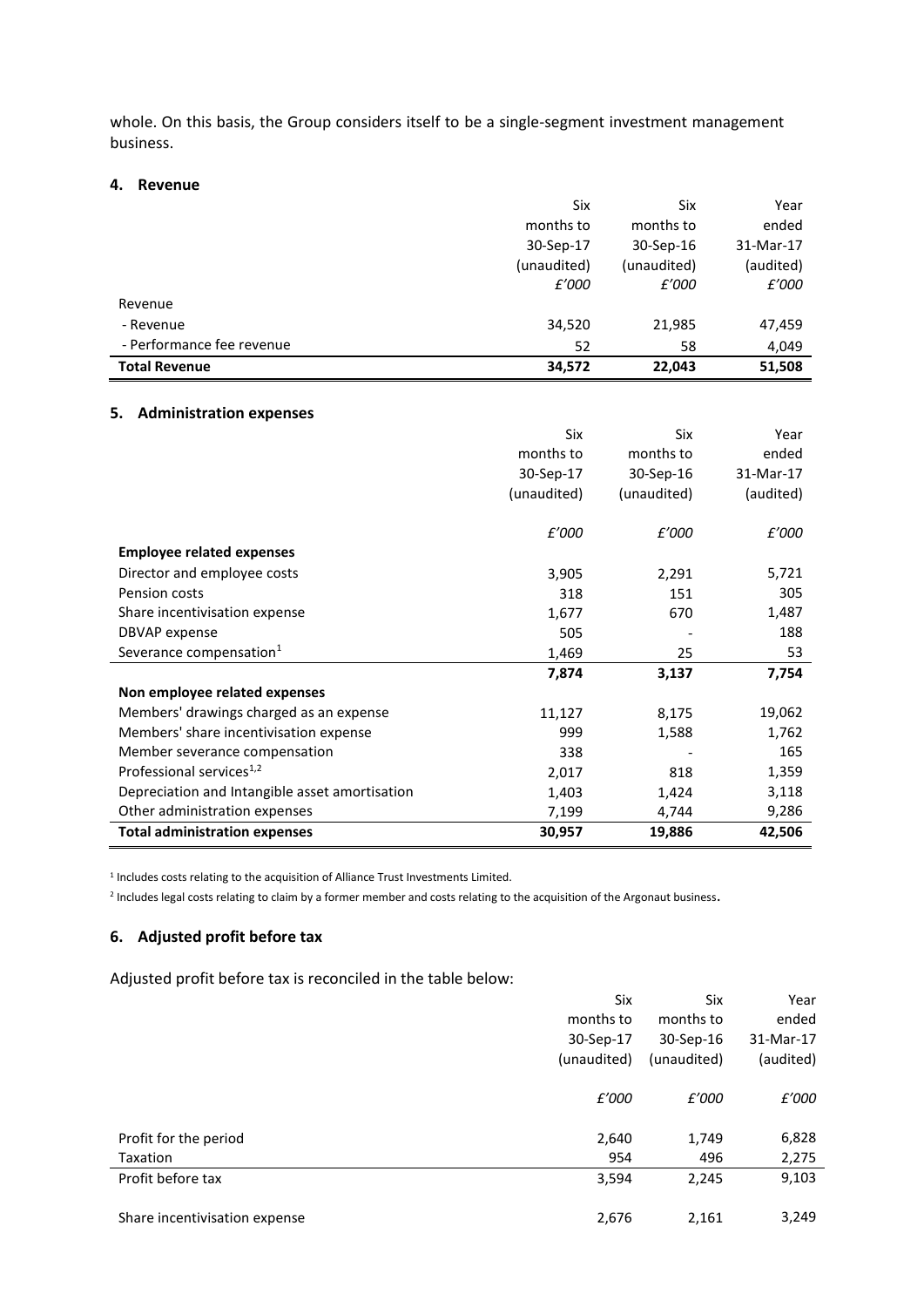whole. On this basis, the Group considers itself to be a single-segment investment management business.

## 4. Revenue

| | Six months to 30-Sep-17 (unaudited) | Six months to 30-Sep-16 (unaudited) | Year ended 31-Mar-17 (audited) |
|---|---|---|---|
| | *£'000* | *£'000* | *£'000* |
| Revenue | | | |
| - Revenue | 34,520 | 21,985 | 47,459 |
| - Performance fee revenue | 52 | 58 | 4,049 |
| **Total Revenue** | **34,572** | **22,043** | **51,508** |

## 5. Administration expenses

| | Six months to 30-Sep-17 (unaudited) | Six months to 30-Sep-16 (unaudited) | Year ended 31-Mar-17 (audited) |
|---|---|---|---|
| | *£'000* | *£'000* | *£'000* |
| **Employee related expenses** | | | |
| Director and employee costs | 3,905 | 2,291 | 5,721 |
| Pension costs | 318 | 151 | 305 |
| Share incentivisation expense | 1,677 | 670 | 1,487 |
| DBVAP expense | 505 | - | 188 |
| Severance compensation[1] | 1,469 | 25 | 53 |
| | **7,874** | **3,137** | **7,754** |
| **Non employee related expenses** | | | |
| Members' drawings charged as an expense | 11,127 | 8,175 | 19,062 |
| Members' share incentivisation expense | 999 | 1,588 | 1,762 |
| Member severance compensation | 338 | - | 165 |
| Professional services[1,2] | 2,017 | 818 | 1,359 |
| Depreciation and Intangible asset amortisation | 1,403 | 1,424 | 3,118 |
| Other administration expenses | 7,199 | 4,744 | 9,286 |
| **Total administration expenses** | **30,957** | **19,886** | **42,506** |

[1] Includes costs relating to the acquisition of Alliance Trust Investments Limited.

[2] Includes legal costs relating to claim by a former member and costs relating to the acquisition of the Argonaut business.

## 6. Adjusted profit before tax

Adjusted profit before tax is reconciled in the table below:

| | Six months to 30-Sep-17 (unaudited) | Six months to 30-Sep-16 (unaudited) | Year ended 31-Mar-17 (audited) |
|---|---|---|---|
| | *£'000* | *£'000* | *£'000* |
| Profit for the period | 2,640 | 1,749 | 6,828 |
| Taxation | 954 | 496 | 2,275 |
| Profit before tax | 3,594 | 2,245 | 9,103 |
| Share incentivisation expense | 2,676 | 2,161 | 3,249 |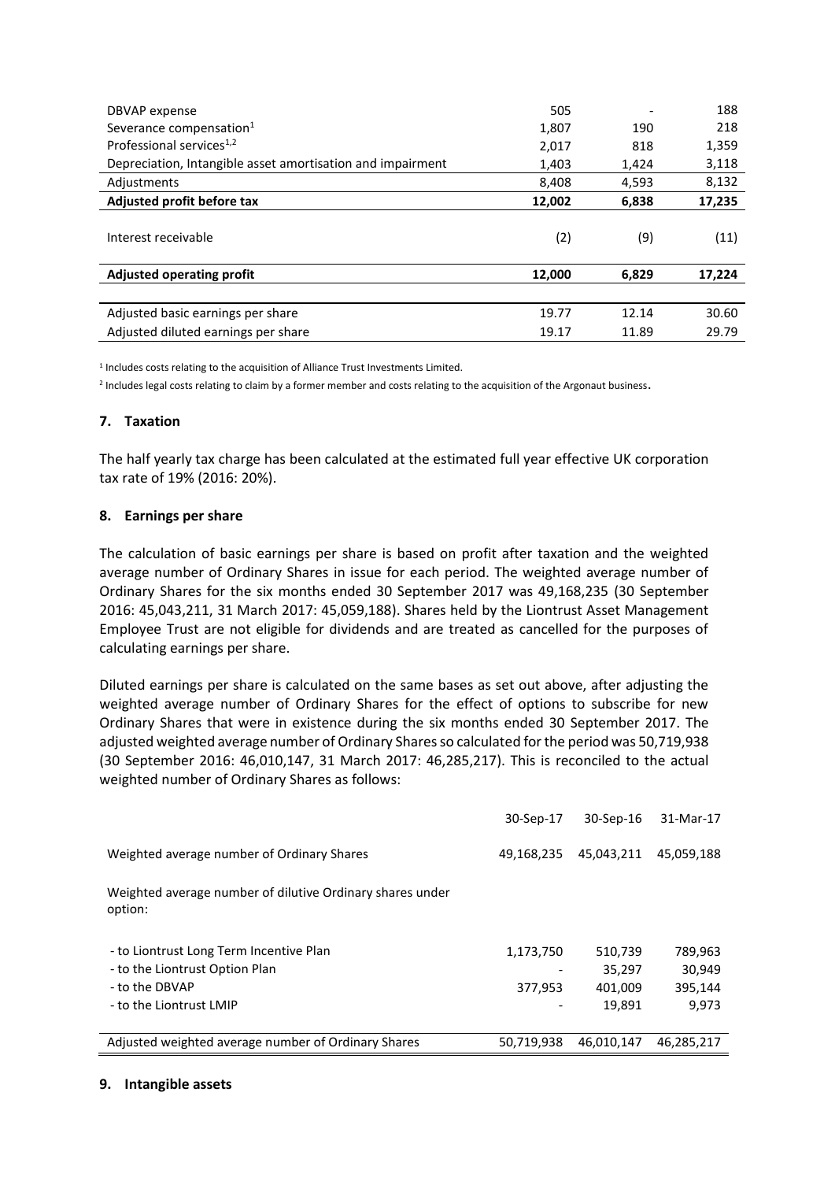| | | | |
|---|---|---|---|
| DBVAP expense | 505 | - | 188 |
| Severance compensation[1] | 1,807 | 190 | 218 |
| Professional services[1,2] | 2,017 | 818 | 1,359 |
| Depreciation, Intangible asset amortisation and impairment | 1,403 | 1,424 | 3,118 |
| Adjustments | 8,408 | 4,593 | 8,132 |
| **Adjusted profit before tax** | **12,002** | **6,838** | **17,235** |
| Interest receivable | (2) | (9) | (11) |
| **Adjusted operating profit** | **12,000** | **6,829** | **17,224** |
| Adjusted basic earnings per share | 19.77 | 12.14 | 30.60 |
| Adjusted diluted earnings per share | 19.17 | 11.89 | 29.79 |

[1] Includes costs relating to the acquisition of Alliance Trust Investments Limited.

[2] Includes legal costs relating to claim by a former member and costs relating to the acquisition of the Argonaut business.

## 7. Taxation

The half yearly tax charge has been calculated at the estimated full year effective UK corporation tax rate of 19% (2016: 20%).

## 8. Earnings per share

The calculation of basic earnings per share is based on profit after taxation and the weighted average number of Ordinary Shares in issue for each period. The weighted average number of Ordinary Shares for the six months ended 30 September 2017 was 49,168,235 (30 September 2016: 45,043,211, 31 March 2017: 45,059,188). Shares held by the Liontrust Asset Management Employee Trust are not eligible for dividends and are treated as cancelled for the purposes of calculating earnings per share.

Diluted earnings per share is calculated on the same bases as set out above, after adjusting the weighted average number of Ordinary Shares for the effect of options to subscribe for new Ordinary Shares that were in existence during the six months ended 30 September 2017. The adjusted weighted average number of Ordinary Shares so calculated for the period was 50,719,938 (30 September 2016: 46,010,147, 31 March 2017: 46,285,217). This is reconciled to the actual weighted number of Ordinary Shares as follows:

| | 30-Sep-17 | 30-Sep-16 | 31-Mar-17 |
|---|---|---|---|
| Weighted average number of Ordinary Shares | 49,168,235 | 45,043,211 | 45,059,188 |
| Weighted average number of dilutive Ordinary shares under option: | | | |
| - to Liontrust Long Term Incentive Plan | 1,173,750 | 510,739 | 789,963 |
| - to the Liontrust Option Plan | - | 35,297 | 30,949 |
| - to the DBVAP | 377,953 | 401,009 | 395,144 |
| - to the Liontrust LMIP | - | 19,891 | 9,973 |
| Adjusted weighted average number of Ordinary Shares | 50,719,938 | 46,010,147 | 46,285,217 |

## 9. Intangible assets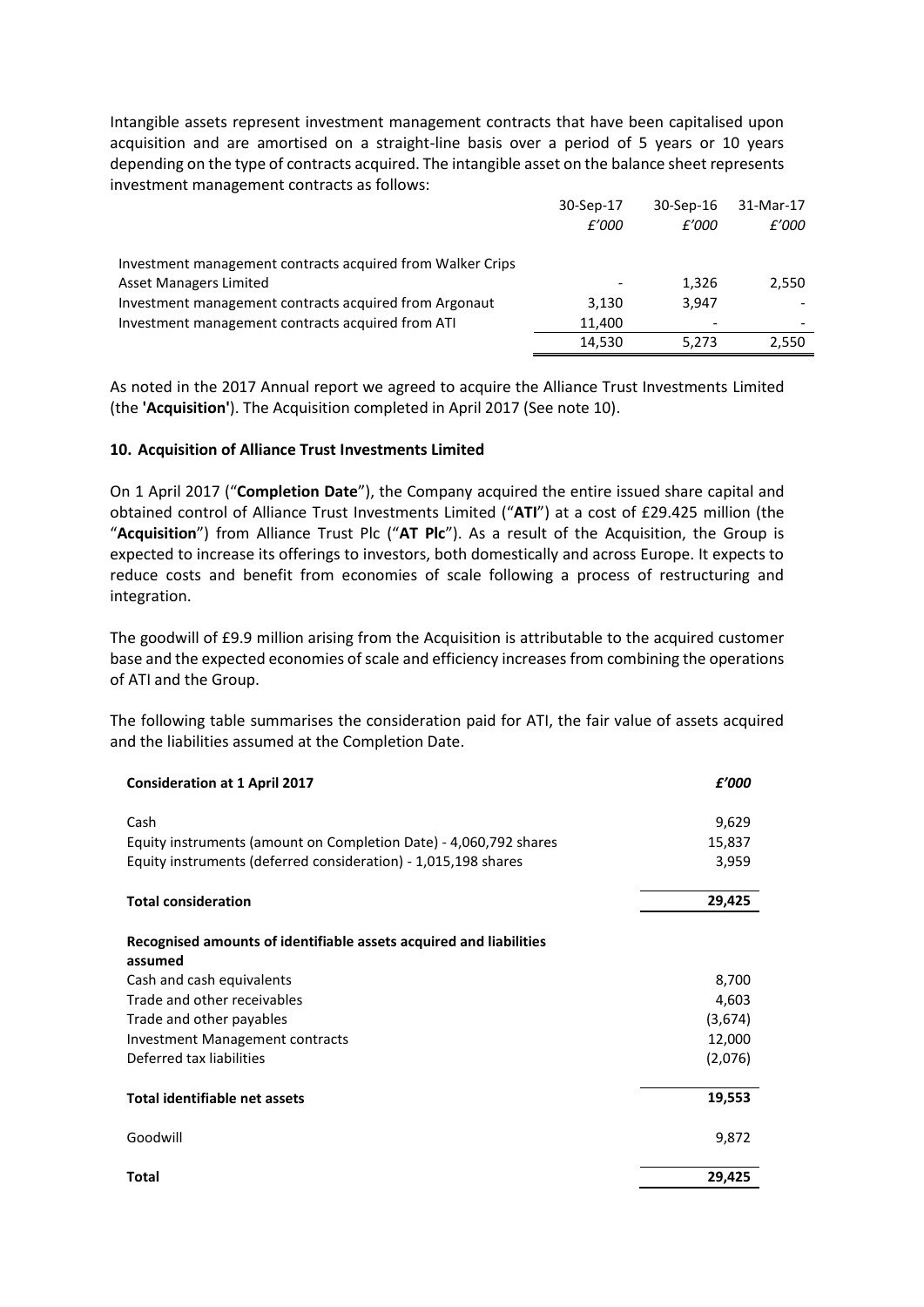Intangible assets represent investment management contracts that have been capitalised upon acquisition and are amortised on a straight-line basis over a period of 5 years or 10 years depending on the type of contracts acquired. The intangible asset on the balance sheet represents investment management contracts as follows:

| | 30-Sep-17 | 30-Sep-16 | 31-Mar-17 |
|---|---|---|---|
| | *£'000* | *£'000* | *£'000* |
| Investment management contracts acquired from Walker Crips Asset Managers Limited | - | 1,326 | 2,550 |
| Investment management contracts acquired from Argonaut | 3,130 | 3,947 | - |
| Investment management contracts acquired from ATI | 11,400 | - | - |
| | 14,530 | 5,273 | 2,550 |

As noted in the 2017 Annual report we agreed to acquire the Alliance Trust Investments Limited (the **'Acquisition'**). The Acquisition completed in April 2017 (See note 10).

### 10. Acquisition of Alliance Trust Investments Limited

On 1 April 2017 ("**Completion Date**"), the Company acquired the entire issued share capital and obtained control of Alliance Trust Investments Limited ("**ATI**") at a cost of £29.425 million (the "**Acquisition**") from Alliance Trust Plc ("**AT Plc**"). As a result of the Acquisition, the Group is expected to increase its offerings to investors, both domestically and across Europe. It expects to reduce costs and benefit from economies of scale following a process of restructuring and integration.

The goodwill of £9.9 million arising from the Acquisition is attributable to the acquired customer base and the expected economies of scale and efficiency increases from combining the operations of ATI and the Group.

The following table summarises the consideration paid for ATI, the fair value of assets acquired and the liabilities assumed at the Completion Date.

| **Consideration at 1 April 2017** | ***£'000*** |
|---|---|
| Cash | 9,629 |
| Equity instruments (amount on Completion Date) - 4,060,792 shares | 15,837 |
| Equity instruments (deferred consideration) - 1,015,198 shares | 3,959 |
| **Total consideration** | **29,425** |
| **Recognised amounts of identifiable assets acquired and liabilities assumed** | |
| Cash and cash equivalents | 8,700 |
| Trade and other receivables | 4,603 |
| Trade and other payables | (3,674) |
| Investment Management contracts | 12,000 |
| Deferred tax liabilities | (2,076) |
| **Total identifiable net assets** | **19,553** |
| Goodwill | 9,872 |
| **Total** | **29,425** |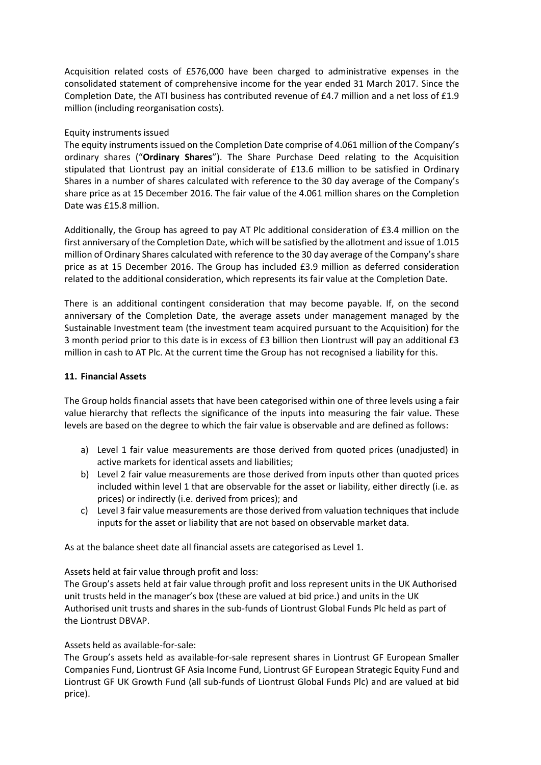Acquisition related costs of £576,000 have been charged to administrative expenses in the consolidated statement of comprehensive income for the year ended 31 March 2017. Since the Completion Date, the ATI business has contributed revenue of £4.7 million and a net loss of £1.9 million (including reorganisation costs).

Equity instruments issued

The equity instruments issued on the Completion Date comprise of 4.061 million of the Company's ordinary shares ("**Ordinary Shares**"). The Share Purchase Deed relating to the Acquisition stipulated that Liontrust pay an initial considerate of £13.6 million to be satisfied in Ordinary Shares in a number of shares calculated with reference to the 30 day average of the Company's share price as at 15 December 2016. The fair value of the 4.061 million shares on the Completion Date was £15.8 million.

Additionally, the Group has agreed to pay AT Plc additional consideration of £3.4 million on the first anniversary of the Completion Date, which will be satisfied by the allotment and issue of 1.015 million of Ordinary Shares calculated with reference to the 30 day average of the Company's share price as at 15 December 2016. The Group has included £3.9 million as deferred consideration related to the additional consideration, which represents its fair value at the Completion Date.

There is an additional contingent consideration that may become payable. If, on the second anniversary of the Completion Date, the average assets under management managed by the Sustainable Investment team (the investment team acquired pursuant to the Acquisition) for the 3 month period prior to this date is in excess of £3 billion then Liontrust will pay an additional £3 million in cash to AT Plc. At the current time the Group has not recognised a liability for this.

### 11. Financial Assets

The Group holds financial assets that have been categorised within one of three levels using a fair value hierarchy that reflects the significance of the inputs into measuring the fair value. These levels are based on the degree to which the fair value is observable and are defined as follows:

a) Level 1 fair value measurements are those derived from quoted prices (unadjusted) in active markets for identical assets and liabilities;
b) Level 2 fair value measurements are those derived from inputs other than quoted prices included within level 1 that are observable for the asset or liability, either directly (i.e. as prices) or indirectly (i.e. derived from prices); and
c) Level 3 fair value measurements are those derived from valuation techniques that include inputs for the asset or liability that are not based on observable market data.

As at the balance sheet date all financial assets are categorised as Level 1.

Assets held at fair value through profit and loss:

The Group's assets held at fair value through profit and loss represent units in the UK Authorised unit trusts held in the manager's box (these are valued at bid price.) and units in the UK Authorised unit trusts and shares in the sub-funds of Liontrust Global Funds Plc held as part of the Liontrust DBVAP.

Assets held as available-for-sale:

The Group's assets held as available-for-sale represent shares in Liontrust GF European Smaller Companies Fund, Liontrust GF Asia Income Fund, Liontrust GF European Strategic Equity Fund and Liontrust GF UK Growth Fund (all sub-funds of Liontrust Global Funds Plc) and are valued at bid price).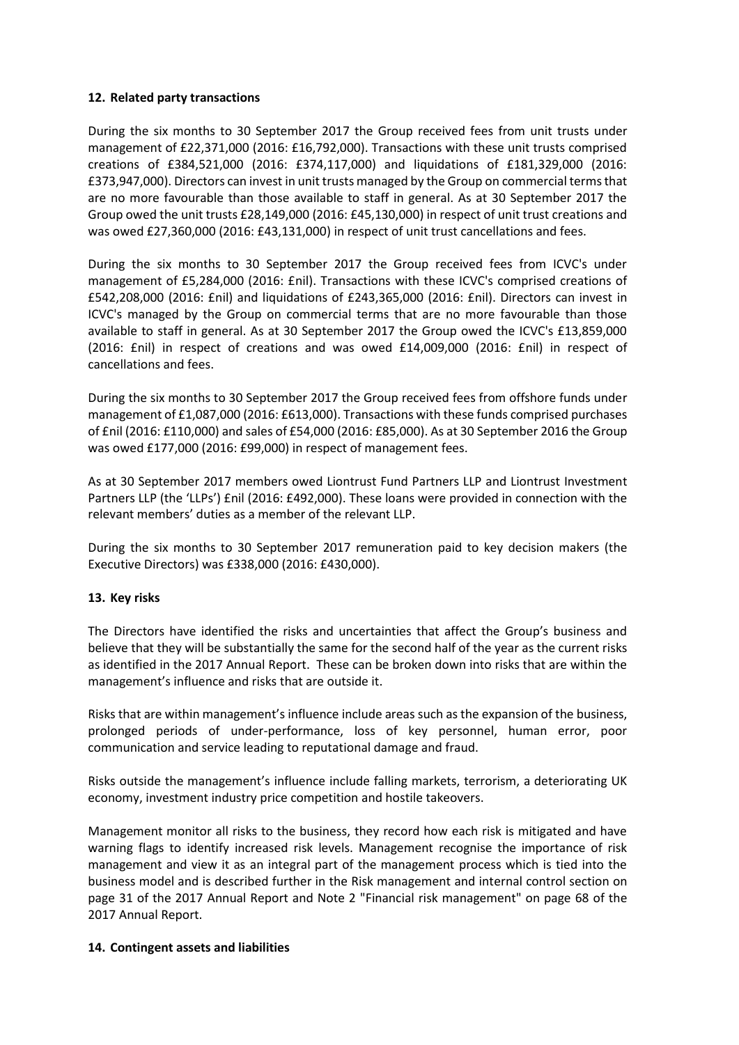## 12. Related party transactions

During the six months to 30 September 2017 the Group received fees from unit trusts under management of £22,371,000 (2016: £16,792,000). Transactions with these unit trusts comprised creations of £384,521,000 (2016: £374,117,000) and liquidations of £181,329,000 (2016: £373,947,000). Directors can invest in unit trusts managed by the Group on commercial terms that are no more favourable than those available to staff in general. As at 30 September 2017 the Group owed the unit trusts £28,149,000 (2016: £45,130,000) in respect of unit trust creations and was owed £27,360,000 (2016: £43,131,000) in respect of unit trust cancellations and fees.

During the six months to 30 September 2017 the Group received fees from ICVC's under management of £5,284,000 (2016: £nil). Transactions with these ICVC's comprised creations of £542,208,000 (2016: £nil) and liquidations of £243,365,000 (2016: £nil). Directors can invest in ICVC's managed by the Group on commercial terms that are no more favourable than those available to staff in general. As at 30 September 2017 the Group owed the ICVC's £13,859,000 (2016: £nil) in respect of creations and was owed £14,009,000 (2016: £nil) in respect of cancellations and fees.

During the six months to 30 September 2017 the Group received fees from offshore funds under management of £1,087,000 (2016: £613,000). Transactions with these funds comprised purchases of £nil (2016: £110,000) and sales of £54,000 (2016: £85,000). As at 30 September 2016 the Group was owed £177,000 (2016: £99,000) in respect of management fees.

As at 30 September 2017 members owed Liontrust Fund Partners LLP and Liontrust Investment Partners LLP (the 'LLPs') £nil (2016: £492,000). These loans were provided in connection with the relevant members' duties as a member of the relevant LLP.

During the six months to 30 September 2017 remuneration paid to key decision makers (the Executive Directors) was £338,000 (2016: £430,000).

## 13. Key risks

The Directors have identified the risks and uncertainties that affect the Group's business and believe that they will be substantially the same for the second half of the year as the current risks as identified in the 2017 Annual Report. These can be broken down into risks that are within the management's influence and risks that are outside it.

Risks that are within management's influence include areas such as the expansion of the business, prolonged periods of under-performance, loss of key personnel, human error, poor communication and service leading to reputational damage and fraud.

Risks outside the management's influence include falling markets, terrorism, a deteriorating UK economy, investment industry price competition and hostile takeovers.

Management monitor all risks to the business, they record how each risk is mitigated and have warning flags to identify increased risk levels. Management recognise the importance of risk management and view it as an integral part of the management process which is tied into the business model and is described further in the Risk management and internal control section on page 31 of the 2017 Annual Report and Note 2 "Financial risk management" on page 68 of the 2017 Annual Report.

## 14. Contingent assets and liabilities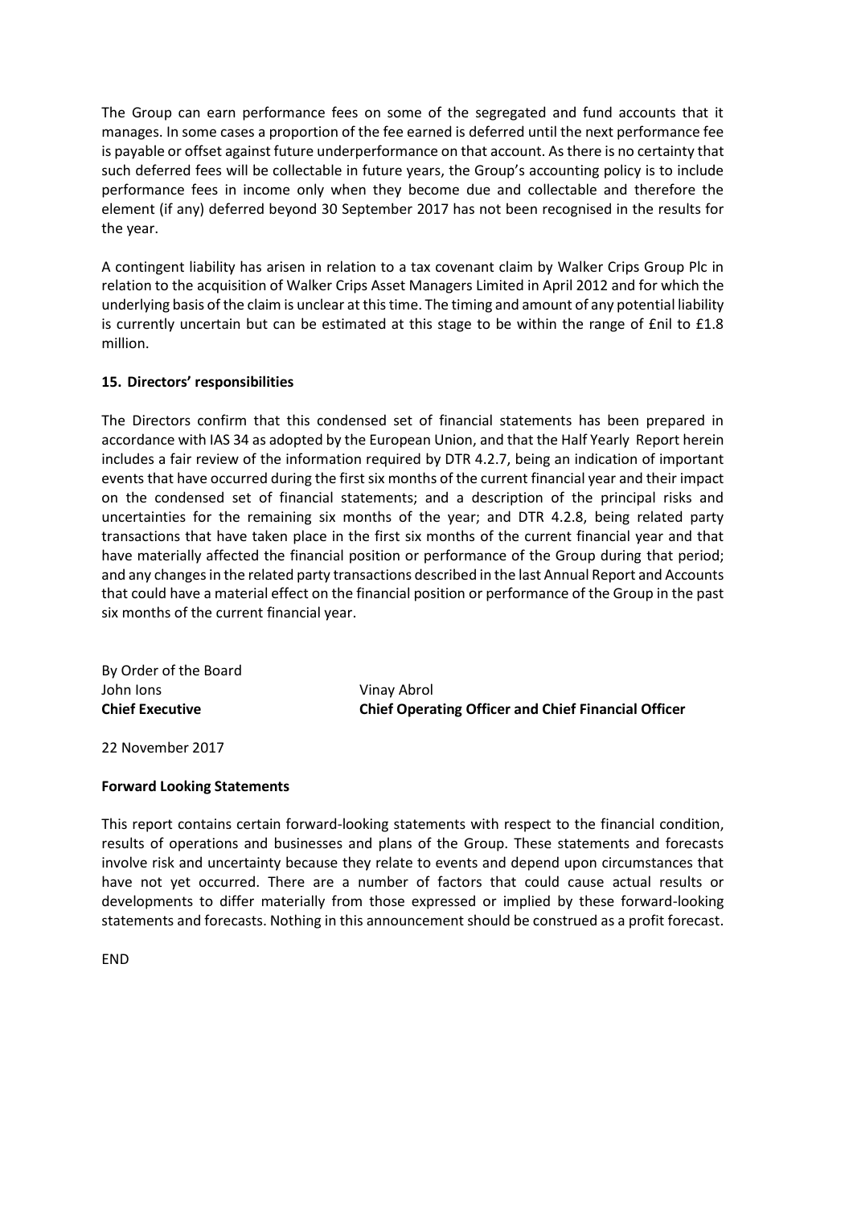The Group can earn performance fees on some of the segregated and fund accounts that it manages. In some cases a proportion of the fee earned is deferred until the next performance fee is payable or offset against future underperformance on that account. As there is no certainty that such deferred fees will be collectable in future years, the Group's accounting policy is to include performance fees in income only when they become due and collectable and therefore the element (if any) deferred beyond 30 September 2017 has not been recognised in the results for the year.

A contingent liability has arisen in relation to a tax covenant claim by Walker Crips Group Plc in relation to the acquisition of Walker Crips Asset Managers Limited in April 2012 and for which the underlying basis of the claim is unclear at this time. The timing and amount of any potential liability is currently uncertain but can be estimated at this stage to be within the range of £nil to £1.8 million.

### 15. Directors' responsibilities

The Directors confirm that this condensed set of financial statements has been prepared in accordance with IAS 34 as adopted by the European Union, and that the Half Yearly Report herein includes a fair review of the information required by DTR 4.2.7, being an indication of important events that have occurred during the first six months of the current financial year and their impact on the condensed set of financial statements; and a description of the principal risks and uncertainties for the remaining six months of the year; and DTR 4.2.8, being related party transactions that have taken place in the first six months of the current financial year and that have materially affected the financial position or performance of the Group during that period; and any changes in the related party transactions described in the last Annual Report and Accounts that could have a material effect on the financial position or performance of the Group in the past six months of the current financial year.

By Order of the Board

John Ions
**Chief Executive**

Vinay Abrol
**Chief Operating Officer and Chief Financial Officer**

22 November 2017

**Forward Looking Statements**

This report contains certain forward-looking statements with respect to the financial condition, results of operations and businesses and plans of the Group. These statements and forecasts involve risk and uncertainty because they relate to events and depend upon circumstances that have not yet occurred. There are a number of factors that could cause actual results or developments to differ materially from those expressed or implied by these forward-looking statements and forecasts. Nothing in this announcement should be construed as a profit forecast.

END